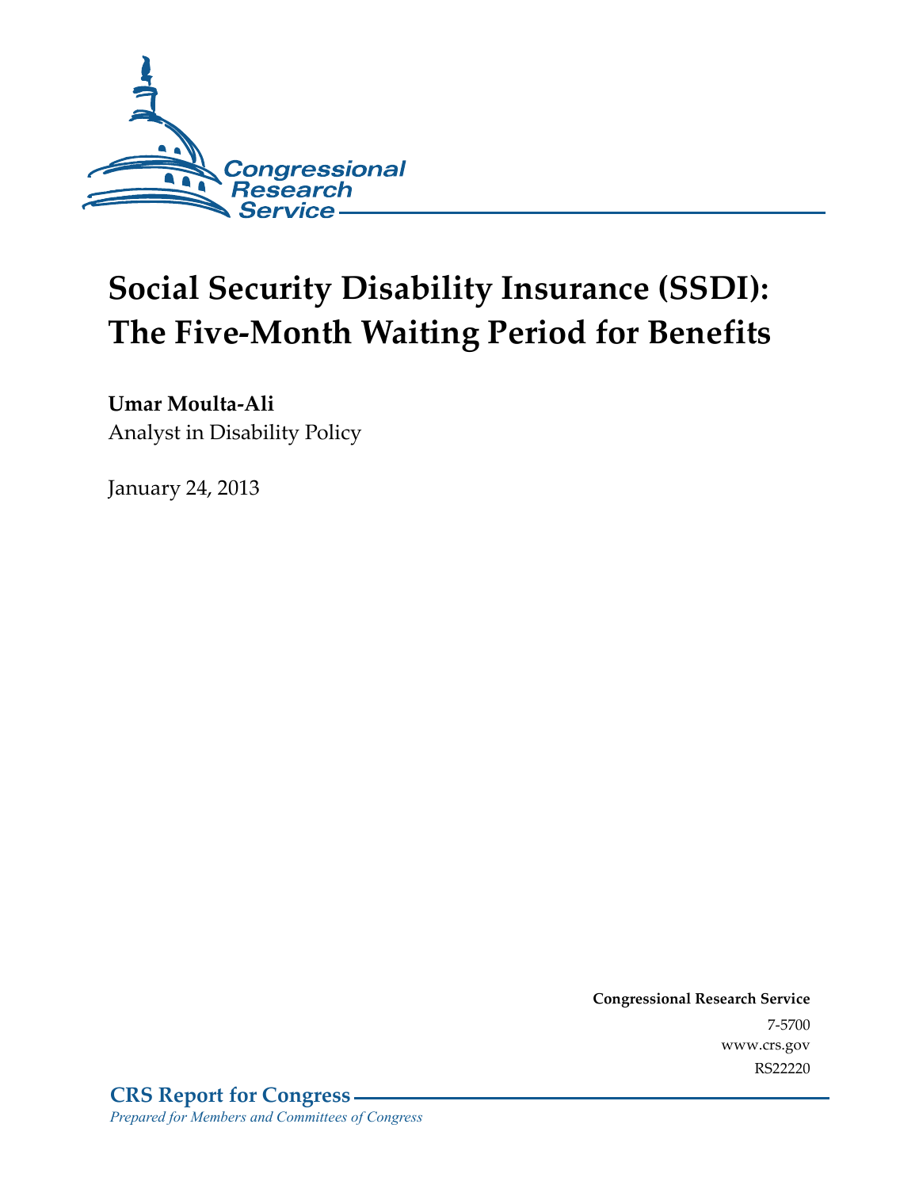Congressional Research Service

# Social Security Disability Insurance (SSDI): The Five-Month Waiting Period for Benefits

**Umar Moulta-Ali**
Analyst in Disability Policy

January 24, 2013

**Congressional Research Service**
7-5700
www.crs.gov
RS22220

**CRS Report for Congress**
*Prepared for Members and Committees of Congress*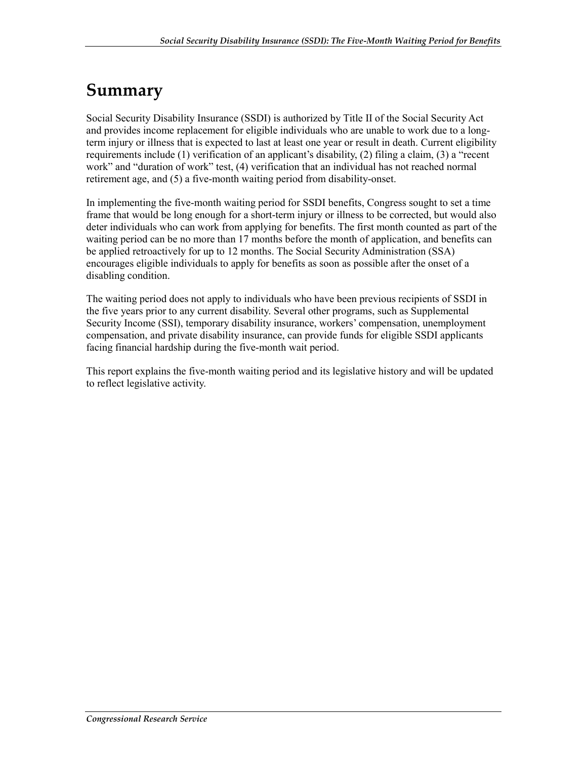# Summary

Social Security Disability Insurance (SSDI) is authorized by Title II of the Social Security Act and provides income replacement for eligible individuals who are unable to work due to a long-term injury or illness that is expected to last at least one year or result in death. Current eligibility requirements include (1) verification of an applicant's disability, (2) filing a claim, (3) a "recent work" and "duration of work" test, (4) verification that an individual has not reached normal retirement age, and (5) a five-month waiting period from disability-onset.

In implementing the five-month waiting period for SSDI benefits, Congress sought to set a time frame that would be long enough for a short-term injury or illness to be corrected, but would also deter individuals who can work from applying for benefits. The first month counted as part of the waiting period can be no more than 17 months before the month of application, and benefits can be applied retroactively for up to 12 months. The Social Security Administration (SSA) encourages eligible individuals to apply for benefits as soon as possible after the onset of a disabling condition.

The waiting period does not apply to individuals who have been previous recipients of SSDI in the five years prior to any current disability. Several other programs, such as Supplemental Security Income (SSI), temporary disability insurance, workers' compensation, unemployment compensation, and private disability insurance, can provide funds for eligible SSDI applicants facing financial hardship during the five-month wait period.

This report explains the five-month waiting period and its legislative history and will be updated to reflect legislative activity.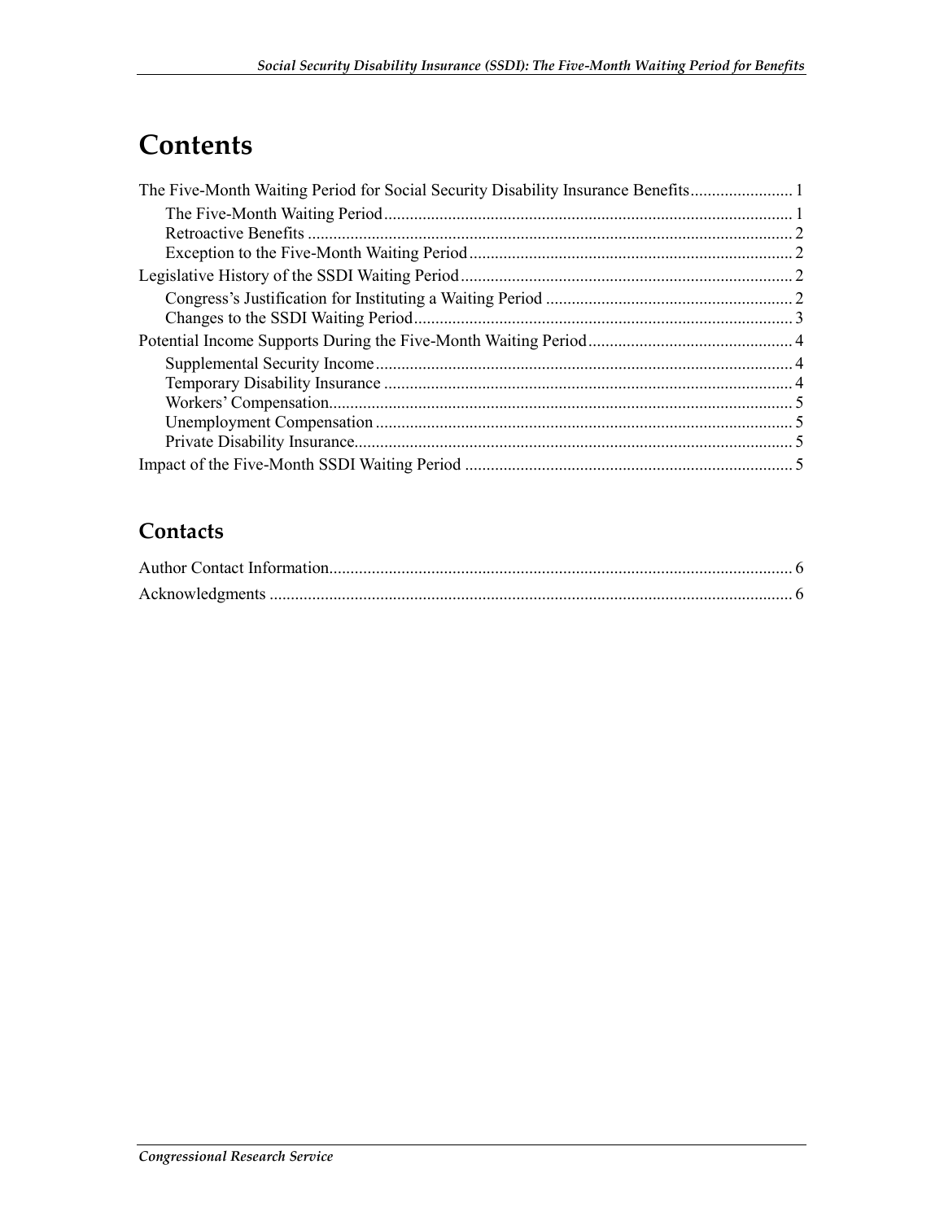# Contents

The Five-Month Waiting Period for Social Security Disability Insurance Benefits........................ 1

- The Five-Month Waiting Period............................................................................................... 1
- Retroactive Benefits ................................................................................................................. 2
- Exception to the Five-Month Waiting Period ........................................................................... 2

Legislative History of the SSDI Waiting Period............................................................................. 2

- Congress's Justification for Instituting a Waiting Period .......................................................... 2
- Changes to the SSDI Waiting Period........................................................................................ 3

Potential Income Supports During the Five-Month Waiting Period................................................ 4

- Supplemental Security Income................................................................................................. 4
- Temporary Disability Insurance ............................................................................................... 4
- Workers' Compensation............................................................................................................ 5
- Unemployment Compensation ................................................................................................. 5
- Private Disability Insurance...................................................................................................... 5

Impact of the Five-Month SSDI Waiting Period ............................................................................ 5

## Contacts

Author Contact Information............................................................................................................ 6

Acknowledgments .......................................................................................................................... 6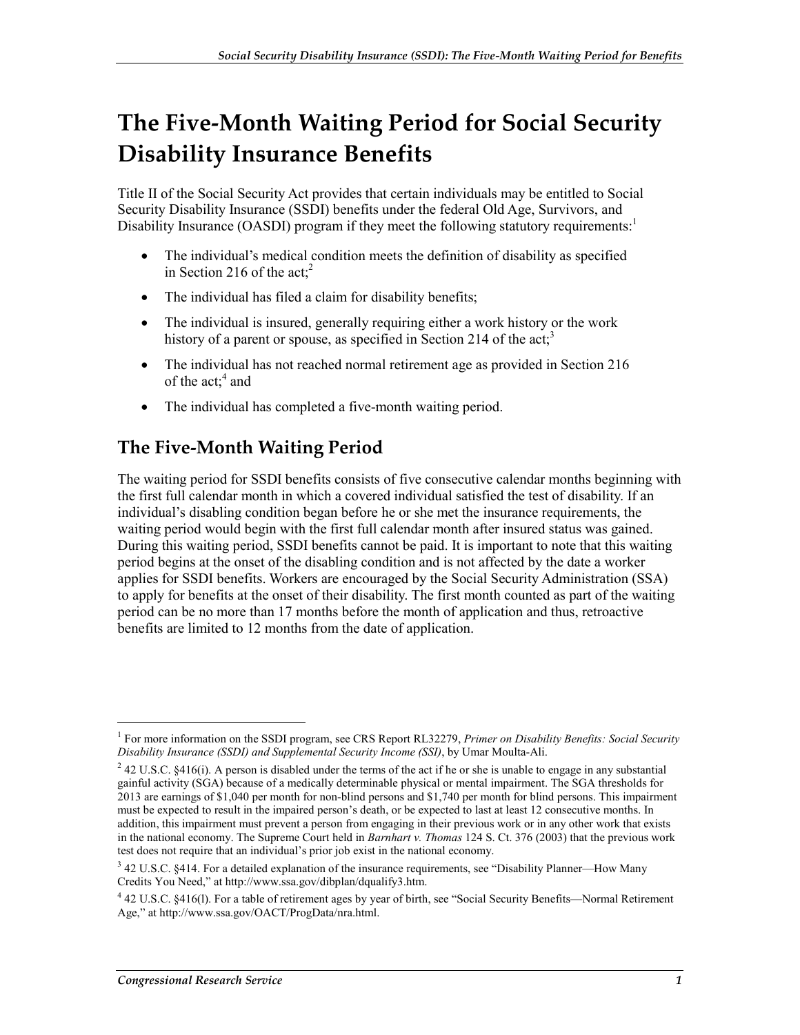# The Five-Month Waiting Period for Social Security Disability Insurance Benefits

Title II of the Social Security Act provides that certain individuals may be entitled to Social Security Disability Insurance (SSDI) benefits under the federal Old Age, Survivors, and Disability Insurance (OASDI) program if they meet the following statutory requirements:[1]

- The individual's medical condition meets the definition of disability as specified in Section 216 of the act;[2]
- The individual has filed a claim for disability benefits;
- The individual is insured, generally requiring either a work history or the work history of a parent or spouse, as specified in Section 214 of the act;[3]
- The individual has not reached normal retirement age as provided in Section 216 of the act;[4] and
- The individual has completed a five-month waiting period.

## The Five-Month Waiting Period

The waiting period for SSDI benefits consists of five consecutive calendar months beginning with the first full calendar month in which a covered individual satisfied the test of disability. If an individual's disabling condition began before he or she met the insurance requirements, the waiting period would begin with the first full calendar month after insured status was gained. During this waiting period, SSDI benefits cannot be paid. It is important to note that this waiting period begins at the onset of the disabling condition and is not affected by the date a worker applies for SSDI benefits. Workers are encouraged by the Social Security Administration (SSA) to apply for benefits at the onset of their disability. The first month counted as part of the waiting period can be no more than 17 months before the month of application and thus, retroactive benefits are limited to 12 months from the date of application.

---

[1] For more information on the SSDI program, see CRS Report RL32279, *Primer on Disability Benefits: Social Security Disability Insurance (SSDI) and Supplemental Security Income (SSI)*, by Umar Moulta-Ali.

[2] 42 U.S.C. §416(i). A person is disabled under the terms of the act if he or she is unable to engage in any substantial gainful activity (SGA) because of a medically determinable physical or mental impairment. The SGA thresholds for 2013 are earnings of $1,040 per month for non-blind persons and $1,740 per month for blind persons. This impairment must be expected to result in the impaired person's death, or be expected to last at least 12 consecutive months. In addition, this impairment must prevent a person from engaging in their previous work or in any other work that exists in the national economy. The Supreme Court held in *Barnhart v. Thomas* 124 S. Ct. 376 (2003) that the previous work test does not require that an individual's prior job exist in the national economy.

[3] 42 U.S.C. §414. For a detailed explanation of the insurance requirements, see "Disability Planner—How Many Credits You Need," at http://www.ssa.gov/dibplan/dqualify3.htm.

[4] 42 U.S.C. §416(l). For a table of retirement ages by year of birth, see "Social Security Benefits—Normal Retirement Age," at http://www.ssa.gov/OACT/ProgData/nra.html.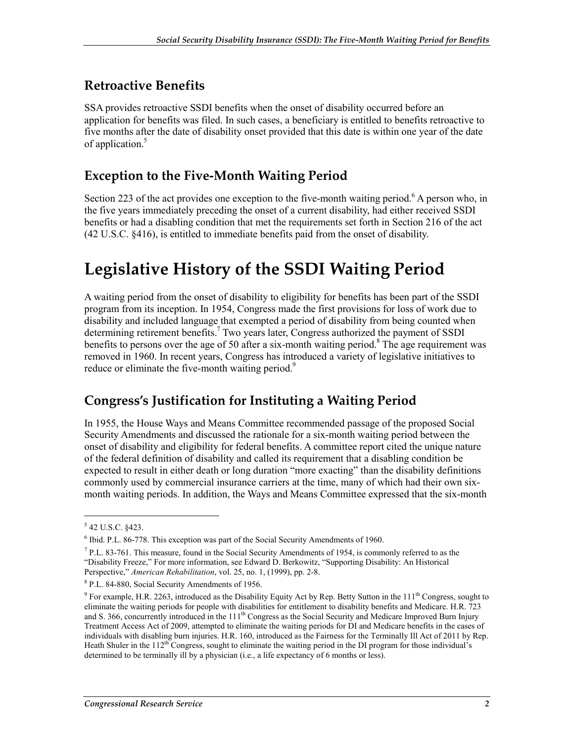## Retroactive Benefits

SSA provides retroactive SSDI benefits when the onset of disability occurred before an application for benefits was filed. In such cases, a beneficiary is entitled to benefits retroactive to five months after the date of disability onset provided that this date is within one year of the date of application.[5]

## Exception to the Five-Month Waiting Period

Section 223 of the act provides one exception to the five-month waiting period.[6] A person who, in the five years immediately preceding the onset of a current disability, had either received SSDI benefits or had a disabling condition that met the requirements set forth in Section 216 of the act (42 U.S.C. §416), is entitled to immediate benefits paid from the onset of disability.

# Legislative History of the SSDI Waiting Period

A waiting period from the onset of disability to eligibility for benefits has been part of the SSDI program from its inception. In 1954, Congress made the first provisions for loss of work due to disability and included language that exempted a period of disability from being counted when determining retirement benefits.[7] Two years later, Congress authorized the payment of SSDI benefits to persons over the age of 50 after a six-month waiting period.[8] The age requirement was removed in 1960. In recent years, Congress has introduced a variety of legislative initiatives to reduce or eliminate the five-month waiting period.[9]

## Congress's Justification for Instituting a Waiting Period

In 1955, the House Ways and Means Committee recommended passage of the proposed Social Security Amendments and discussed the rationale for a six-month waiting period between the onset of disability and eligibility for federal benefits. A committee report cited the unique nature of the federal definition of disability and called its requirement that a disabling condition be expected to result in either death or long duration "more exacting" than the disability definitions commonly used by commercial insurance carriers at the time, many of which had their own six-month waiting periods. In addition, the Ways and Means Committee expressed that the six-month

---

[5] 42 U.S.C. §423.

[6] Ibid. P.L. 86-778. This exception was part of the Social Security Amendments of 1960.

[7] P.L. 83-761. This measure, found in the Social Security Amendments of 1954, is commonly referred to as the "Disability Freeze," For more information, see Edward D. Berkowitz, "Supporting Disability: An Historical Perspective," *American Rehabilitation*, vol. 25, no. 1, (1999), pp. 2-8.

[8] P.L. 84-880, Social Security Amendments of 1956.

[9] For example, H.R. 2263, introduced as the Disability Equity Act by Rep. Betty Sutton in the 111th Congress, sought to eliminate the waiting periods for people with disabilities for entitlement to disability benefits and Medicare. H.R. 723 and S. 366, concurrently introduced in the 111th Congress as the Social Security and Medicare Improved Burn Injury Treatment Access Act of 2009, attempted to eliminate the waiting periods for DI and Medicare benefits in the cases of individuals with disabling burn injuries. H.R. 160, introduced as the Fairness for the Terminally Ill Act of 2011 by Rep. Heath Shuler in the 112th Congress, sought to eliminate the waiting period in the DI program for those individual's determined to be terminally ill by a physician (i.e., a life expectancy of 6 months or less).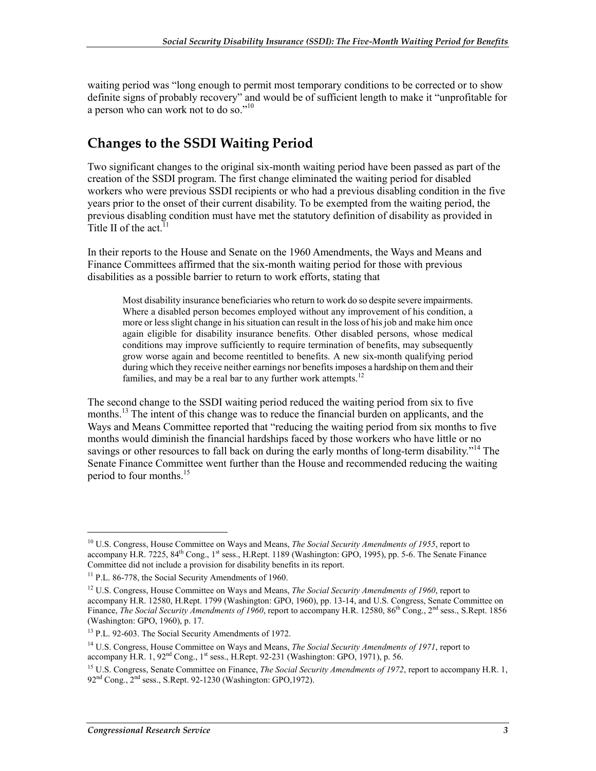waiting period was "long enough to permit most temporary conditions to be corrected or to show definite signs of probably recovery" and would be of sufficient length to make it "unprofitable for a person who can work not to do so."[10]

## Changes to the SSDI Waiting Period

Two significant changes to the original six-month waiting period have been passed as part of the creation of the SSDI program. The first change eliminated the waiting period for disabled workers who were previous SSDI recipients or who had a previous disabling condition in the five years prior to the onset of their current disability. To be exempted from the waiting period, the previous disabling condition must have met the statutory definition of disability as provided in Title II of the act.[11]

In their reports to the House and Senate on the 1960 Amendments, the Ways and Means and Finance Committees affirmed that the six-month waiting period for those with previous disabilities as a possible barrier to return to work efforts, stating that

> Most disability insurance beneficiaries who return to work do so despite severe impairments. Where a disabled person becomes employed without any improvement of his condition, a more or less slight change in his situation can result in the loss of his job and make him once again eligible for disability insurance benefits. Other disabled persons, whose medical conditions may improve sufficiently to require termination of benefits, may subsequently grow worse again and become reentitled to benefits. A new six-month qualifying period during which they receive neither earnings nor benefits imposes a hardship on them and their families, and may be a real bar to any further work attempts.[12]

The second change to the SSDI waiting period reduced the waiting period from six to five months.[13] The intent of this change was to reduce the financial burden on applicants, and the Ways and Means Committee reported that "reducing the waiting period from six months to five months would diminish the financial hardships faced by those workers who have little or no savings or other resources to fall back on during the early months of long-term disability."[14] The Senate Finance Committee went further than the House and recommended reducing the waiting period to four months.[15]

---

[10] U.S. Congress, House Committee on Ways and Means, *The Social Security Amendments of 1955*, report to accompany H.R. 7225, 84th Cong., 1st sess., H.Rept. 1189 (Washington: GPO, 1995), pp. 5-6. The Senate Finance Committee did not include a provision for disability benefits in its report.

[11] P.L. 86-778, the Social Security Amendments of 1960.

[12] U.S. Congress, House Committee on Ways and Means, *The Social Security Amendments of 1960*, report to accompany H.R. 12580, H.Rept. 1799 (Washington: GPO, 1960), pp. 13-14, and U.S. Congress, Senate Committee on Finance, *The Social Security Amendments of 1960*, report to accompany H.R. 12580, 86th Cong., 2nd sess., S.Rept. 1856 (Washington: GPO, 1960), p. 17.

[13] P.L. 92-603. The Social Security Amendments of 1972.

[14] U.S. Congress, House Committee on Ways and Means, *The Social Security Amendments of 1971*, report to accompany H.R. 1, 92nd Cong., 1st sess., H.Rept. 92-231 (Washington: GPO, 1971), p. 56.

[15] U.S. Congress, Senate Committee on Finance, *The Social Security Amendments of 1972*, report to accompany H.R. 1, 92nd Cong., 2nd sess., S.Rept. 92-1230 (Washington: GPO,1972).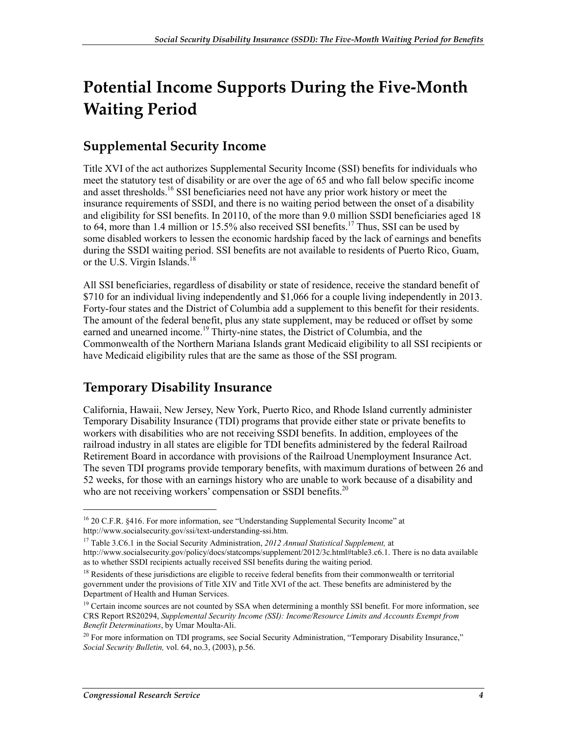# Potential Income Supports During the Five-Month Waiting Period

## Supplemental Security Income

Title XVI of the act authorizes Supplemental Security Income (SSI) benefits for individuals who meet the statutory test of disability or are over the age of 65 and who fall below specific income and asset thresholds.[16] SSI beneficiaries need not have any prior work history or meet the insurance requirements of SSDI, and there is no waiting period between the onset of a disability and eligibility for SSI benefits. In 20110, of the more than 9.0 million SSDI beneficiaries aged 18 to 64, more than 1.4 million or 15.5% also received SSI benefits.[17] Thus, SSI can be used by some disabled workers to lessen the economic hardship faced by the lack of earnings and benefits during the SSDI waiting period. SSI benefits are not available to residents of Puerto Rico, Guam, or the U.S. Virgin Islands.[18]

All SSI beneficiaries, regardless of disability or state of residence, receive the standard benefit of $710 for an individual living independently and $1,066 for a couple living independently in 2013. Forty-four states and the District of Columbia add a supplement to this benefit for their residents. The amount of the federal benefit, plus any state supplement, may be reduced or offset by some earned and unearned income.[19] Thirty-nine states, the District of Columbia, and the Commonwealth of the Northern Mariana Islands grant Medicaid eligibility to all SSI recipients or have Medicaid eligibility rules that are the same as those of the SSI program.

## Temporary Disability Insurance

California, Hawaii, New Jersey, New York, Puerto Rico, and Rhode Island currently administer Temporary Disability Insurance (TDI) programs that provide either state or private benefits to workers with disabilities who are not receiving SSDI benefits. In addition, employees of the railroad industry in all states are eligible for TDI benefits administered by the federal Railroad Retirement Board in accordance with provisions of the Railroad Unemployment Insurance Act. The seven TDI programs provide temporary benefits, with maximum durations of between 26 and 52 weeks, for those with an earnings history who are unable to work because of a disability and who are not receiving workers' compensation or SSDI benefits.[20]

---

[16] 20 C.F.R. §416. For more information, see "Understanding Supplemental Security Income" at http://www.socialsecurity.gov/ssi/text-understanding-ssi.htm.

[17] Table 3.C6.1 in the Social Security Administration, *2012 Annual Statistical Supplement,* at http://www.socialsecurity.gov/policy/docs/statcomps/supplement/2012/3c.html#table3.c6.1. There is no data available as to whether SSDI recipients actually received SSI benefits during the waiting period.

[18] Residents of these jurisdictions are eligible to receive federal benefits from their commonwealth or territorial government under the provisions of Title XIV and Title XVI of the act. These benefits are administered by the Department of Health and Human Services.

[19] Certain income sources are not counted by SSA when determining a monthly SSI benefit. For more information, see CRS Report RS20294, *Supplemental Security Income (SSI): Income/Resource Limits and Accounts Exempt from Benefit Determinations*, by Umar Moulta-Ali.

[20] For more information on TDI programs, see Social Security Administration, "Temporary Disability Insurance," *Social Security Bulletin,* vol. 64, no.3, (2003), p.56.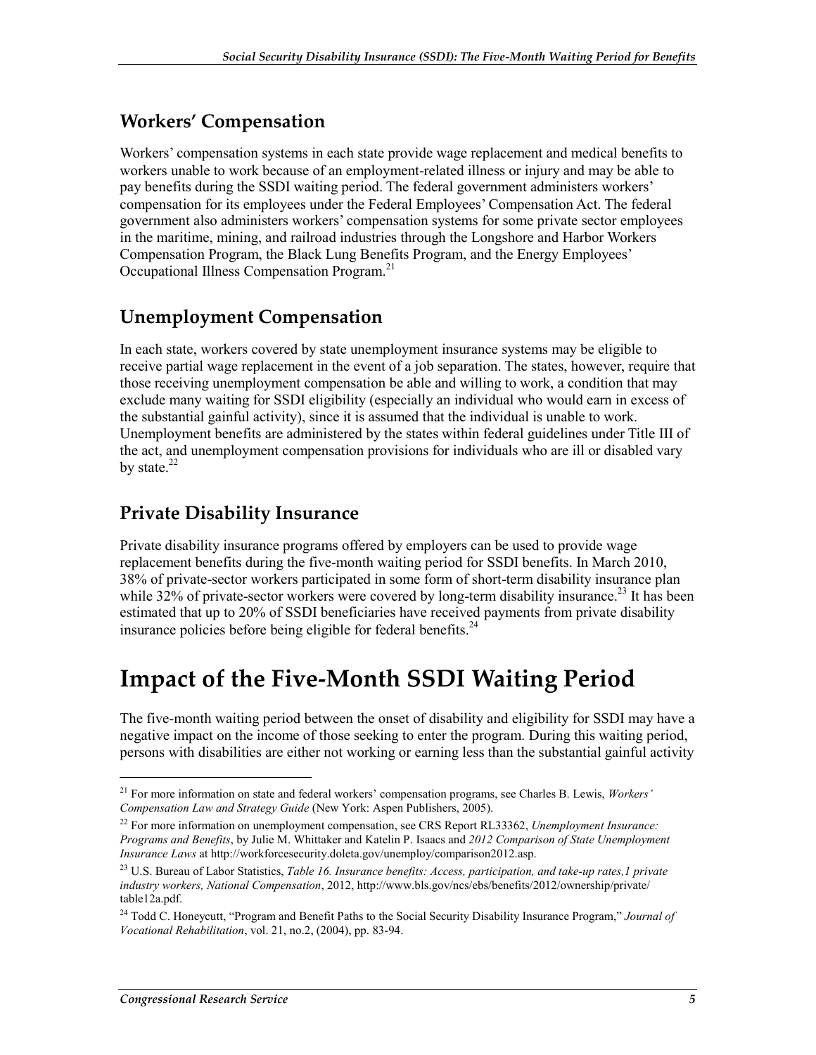### Workers' Compensation

Workers' compensation systems in each state provide wage replacement and medical benefits to workers unable to work because of an employment-related illness or injury and may be able to pay benefits during the SSDI waiting period. The federal government administers workers' compensation for its employees under the Federal Employees' Compensation Act. The federal government also administers workers' compensation systems for some private sector employees in the maritime, mining, and railroad industries through the Longshore and Harbor Workers Compensation Program, the Black Lung Benefits Program, and the Energy Employees' Occupational Illness Compensation Program.[21]

### Unemployment Compensation

In each state, workers covered by state unemployment insurance systems may be eligible to receive partial wage replacement in the event of a job separation. The states, however, require that those receiving unemployment compensation be able and willing to work, a condition that may exclude many waiting for SSDI eligibility (especially an individual who would earn in excess of the substantial gainful activity), since it is assumed that the individual is unable to work. Unemployment benefits are administered by the states within federal guidelines under Title III of the act, and unemployment compensation provisions for individuals who are ill or disabled vary by state.[22]

### Private Disability Insurance

Private disability insurance programs offered by employers can be used to provide wage replacement benefits during the five-month waiting period for SSDI benefits. In March 2010, 38% of private-sector workers participated in some form of short-term disability insurance plan while 32% of private-sector workers were covered by long-term disability insurance.[23] It has been estimated that up to 20% of SSDI beneficiaries have received payments from private disability insurance policies before being eligible for federal benefits.[24]

# Impact of the Five-Month SSDI Waiting Period

The five-month waiting period between the onset of disability and eligibility for SSDI may have a negative impact on the income of those seeking to enter the program. During this waiting period, persons with disabilities are either not working or earning less than the substantial gainful activity

---

[21] For more information on state and federal workers' compensation programs, see Charles B. Lewis, *Workers' Compensation Law and Strategy Guide* (New York: Aspen Publishers, 2005).

[22] For more information on unemployment compensation, see CRS Report RL33362, *Unemployment Insurance: Programs and Benefits*, by Julie M. Whittaker and Katelin P. Isaacs and *2012 Comparison of State Unemployment Insurance Laws* at http://workforcesecurity.doleta.gov/unemploy/comparison2012.asp.

[23] U.S. Bureau of Labor Statistics, *Table 16. Insurance benefits: Access, participation, and take-up rates,1 private industry workers, National Compensation*, 2012, http://www.bls.gov/ncs/ebs/benefits/2012/ownership/private/table12a.pdf.

[24] Todd C. Honeycutt, "Program and Benefit Paths to the Social Security Disability Insurance Program," *Journal of Vocational Rehabilitation*, vol. 21, no.2, (2004), pp. 83-94.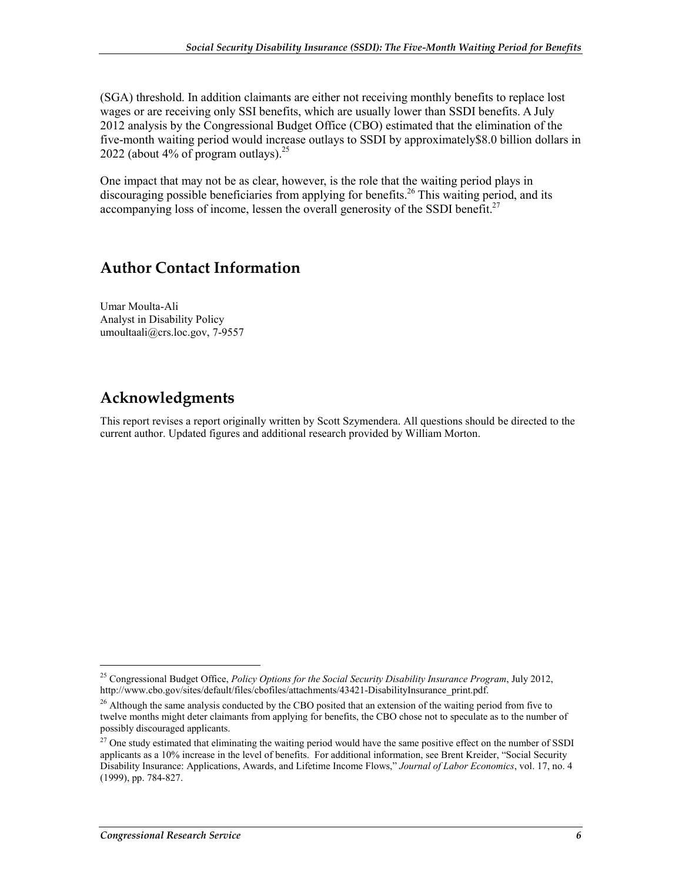(SGA) threshold. In addition claimants are either not receiving monthly benefits to replace lost wages or are receiving only SSI benefits, which are usually lower than SSDI benefits. A July 2012 analysis by the Congressional Budget Office (CBO) estimated that the elimination of the five-month waiting period would increase outlays to SSDI by approximately$8.0 billion dollars in 2022 (about 4% of program outlays).[25]

One impact that may not be as clear, however, is the role that the waiting period plays in discouraging possible beneficiaries from applying for benefits.[26] This waiting period, and its accompanying loss of income, lessen the overall generosity of the SSDI benefit.[27]

## Author Contact Information

Umar Moulta-Ali
Analyst in Disability Policy
umoultaali@crs.loc.gov, 7-9557

## Acknowledgments

This report revises a report originally written by Scott Szymendera. All questions should be directed to the current author. Updated figures and additional research provided by William Morton.

---

[25] Congressional Budget Office, *Policy Options for the Social Security Disability Insurance Program*, July 2012, http://www.cbo.gov/sites/default/files/cbofiles/attachments/43421-DisabilityInsurance_print.pdf.

[26] Although the same analysis conducted by the CBO posited that an extension of the waiting period from five to twelve months might deter claimants from applying for benefits, the CBO chose not to speculate as to the number of possibly discouraged applicants.

[27] One study estimated that eliminating the waiting period would have the same positive effect on the number of SSDI applicants as a 10% increase in the level of benefits. For additional information, see Brent Kreider, "Social Security Disability Insurance: Applications, Awards, and Lifetime Income Flows," *Journal of Labor Economics*, vol. 17, no. 4 (1999), pp. 784-827.